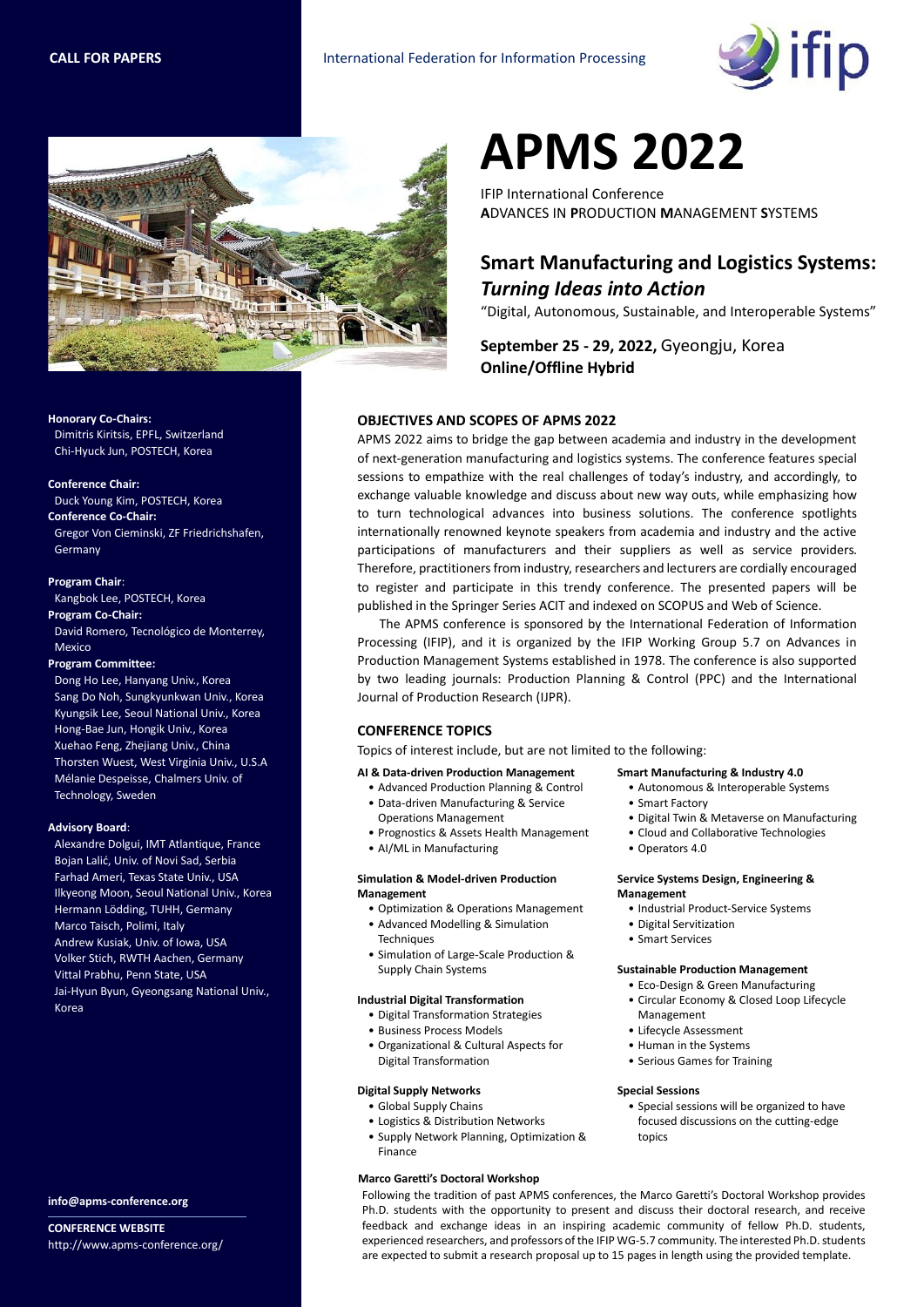**CALL FOR PAPERS**

International Federation for Information Processing

# APMS 2022

IFIP International Conference
**A**DVANCES IN **P**RODUCTION **M**ANAGEMENT **S**YSTEMS

## Smart Manufacturing and Logistics Systems: *Turning Ideas into Action*

"Digital, Autonomous, Sustainable, and Interoperable Systems"

**September 25 - 29, 2022,** Gyeongju, Korea
**Online/Offline Hybrid**

**Honorary Co-Chairs:**
Dimitris Kiritsis, EPFL, Switzerland
Chi-Hyuck Jun, POSTECH, Korea

**Conference Chair:**
Duck Young Kim, POSTECH, Korea

**Conference Co-Chair:**
Gregor Von Cieminski, ZF Friedrichshafen, Germany

**Program Chair**:
Kangbok Lee, POSTECH, Korea

**Program Co-Chair:**
David Romero, Tecnológico de Monterrey, Mexico

**Program Committee:**
Dong Ho Lee, Hanyang Univ., Korea
Sang Do Noh, Sungkyunkwan Univ., Korea
Kyungsik Lee, Seoul National Univ., Korea
Hong-Bae Jun, Hongik Univ., Korea
Xuehao Feng, Zhejiang Univ., China
Thorsten Wuest, West Virginia Univ., U.S.A
Mélanie Despeisse, Chalmers Univ. of Technology, Sweden

**Advisory Board**:
Alexandre Dolgui, IMT Atlantique, France
Bojan Lalić, Univ. of Novi Sad, Serbia
Farhad Ameri, Texas State Univ., USA
Ilkyeong Moon, Seoul National Univ., Korea
Hermann Lödding, TUHH, Germany
Marco Taisch, Polimi, Italy
Andrew Kusiak, Univ. of Iowa, USA
Volker Stich, RWTH Aachen, Germany
Vittal Prabhu, Penn State, USA
Jai-Hyun Byun, Gyeongsang National Univ., Korea

**info@apms-conference.org**

**CONFERENCE WEBSITE**
http://www.apms-conference.org/

### OBJECTIVES AND SCOPES OF APMS 2022

APMS 2022 aims to bridge the gap between academia and industry in the development of next-generation manufacturing and logistics systems. The conference features special sessions to empathize with the real challenges of today's industry, and accordingly, to exchange valuable knowledge and discuss about new way outs, while emphasizing how to turn technological advances into business solutions. The conference spotlights internationally renowned keynote speakers from academia and industry and the active participations of manufacturers and their suppliers as well as service providers. Therefore, practitioners from industry, researchers and lecturers are cordially encouraged to register and participate in this trendy conference. The presented papers will be published in the Springer Series ACIT and indexed on SCOPUS and Web of Science.

The APMS conference is sponsored by the International Federation of Information Processing (IFIP), and it is organized by the IFIP Working Group 5.7 on Advances in Production Management Systems established in 1978. The conference is also supported by two leading journals: Production Planning & Control (PPC) and the International Journal of Production Research (IJPR).

### CONFERENCE TOPICS

Topics of interest include, but are not limited to the following:

**AI & Data-driven Production Management**
- Advanced Production Planning & Control
- Data-driven Manufacturing & Service Operations Management
- Prognostics & Assets Health Management
- AI/ML in Manufacturing

**Simulation & Model-driven Production Management**
- Optimization & Operations Management
- Advanced Modelling & Simulation Techniques
- Simulation of Large-Scale Production & Supply Chain Systems

**Industrial Digital Transformation**
- Digital Transformation Strategies
- Business Process Models
- Organizational & Cultural Aspects for Digital Transformation

**Digital Supply Networks**
- Global Supply Chains
- Logistics & Distribution Networks
- Supply Network Planning, Optimization & Finance

**Smart Manufacturing & Industry 4.0**
- Autonomous & Interoperable Systems
- Smart Factory
- Digital Twin & Metaverse on Manufacturing
- Cloud and Collaborative Technologies
- Operators 4.0

**Service Systems Design, Engineering & Management**
- Industrial Product-Service Systems
- Digital Servitization
- Smart Services

**Sustainable Production Management**
- Eco-Design & Green Manufacturing
- Circular Economy & Closed Loop Lifecycle Management
- Lifecycle Assessment
- Human in the Systems
- Serious Games for Training

**Special Sessions**
- Special sessions will be organized to have focused discussions on the cutting-edge topics

**Marco Garetti's Doctoral Workshop**

Following the tradition of past APMS conferences, the Marco Garetti's Doctoral Workshop provides Ph.D. students with the opportunity to present and discuss their doctoral research, and receive feedback and exchange ideas in an inspiring academic community of fellow Ph.D. students, experienced researchers, and professors of the IFIP WG-5.7 community. The interested Ph.D. students are expected to submit a research proposal up to 15 pages in length using the provided template.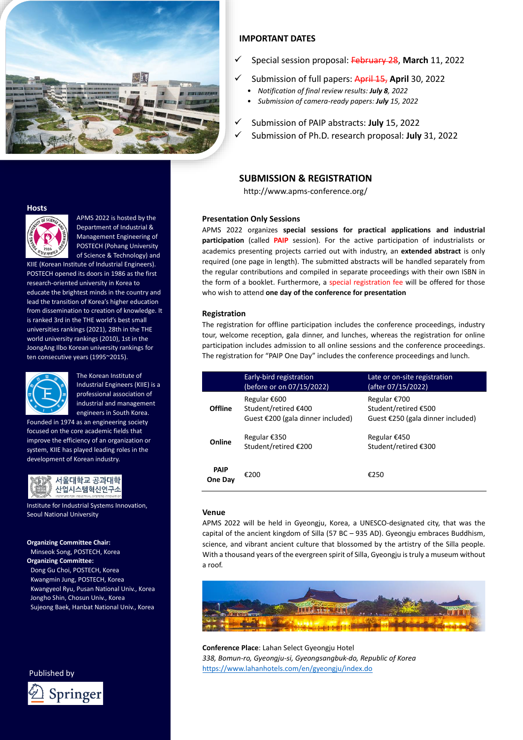## IMPORTANT DATES

- ✓ Special session proposal: ~~February 28~~, **March** 11, 2022
- ✓ Submission of full papers: ~~April 15,~~ **April** 30, 2022
  - *Notification of final review results: **July 8**, 2022*
  - *Submission of camera-ready papers: **July** 15, 2022*
- ✓ Submission of PAIP abstracts: **July** 15, 2022
- ✓ Submission of Ph.D. research proposal: **July** 31, 2022

### Hosts

APMS 2022 is hosted by the Department of Industrial & Management Engineering of POSTECH (Pohang University of Science & Technology) and KIIE (Korean Institute of Industrial Engineers). POSTECH opened its doors in 1986 as the first research-oriented university in Korea to educate the brightest minds in the country and lead the transition of Korea's higher education from dissemination to creation of knowledge. It is ranked 3rd in the THE world's best small universities rankings (2021), 28th in the THE world university rankings (2010), 1st in the JoongAng Ilbo Korean university rankings for ten consecutive years (1995~2015).

The Korean Institute of Industrial Engineers (KIIE) is a professional association of industrial and management engineers in South Korea. Founded in 1974 as an engineering society focused on the core academic fields that improve the efficiency of an organization or system, KIIE has played leading roles in the development of Korean industry.

서울대학교 공과대학 산업시스템혁신연구소

Institute for Industrial Systems Innovation, Seoul National University

**Organizing Committee Chair:**
Minseok Song, POSTECH, Korea

**Organizing Committee:**
Dong Gu Choi, POSTECH, Korea
Kwangmin Jung, POSTECH, Korea
Kwangyeol Ryu, Pusan National Univ., Korea
Jongho Shin, Chosun Univ., Korea
Sujeong Baek, Hanbat National Univ., Korea

Published by Springer

## SUBMISSION & REGISTRATION

http://www.apms-conference.org/

### Presentation Only Sessions

APMS 2022 organizes **special sessions for practical applications and industrial participation** (called **PAIP** session). For the active participation of industrialists or academics presenting projects carried out with industry, an **extended abstract** is only required (one page in length). The submitted abstracts will be handled separately from the regular contributions and compiled in separate proceedings with their own ISBN in the form of a booklet. Furthermore, a special registration fee will be offered for those who wish to attend **one day of the conference for presentation**

### Registration

The registration for offline participation includes the conference proceedings, industry tour, welcome reception, gala dinner, and lunches, whereas the registration for online participation includes admission to all online sessions and the conference proceedings. The registration for "PAIP One Day" includes the conference proceedings and lunch.

| | Early-bird registration (before or on 07/15/2022) | Late or on-site registration (after 07/15/2022) |
|---|---|---|
| **Offline** | Regular €600<br>Student/retired €400<br>Guest €200 (gala dinner included) | Regular €700<br>Student/retired €500<br>Guest €250 (gala dinner included) |
| **Online** | Regular €350<br>Student/retired €200 | Regular €450<br>Student/retired €300 |
| **PAIP One Day** | €200 | €250 |

### Venue

APMS 2022 will be held in Gyeongju, Korea, a UNESCO-designated city, that was the capital of the ancient kingdom of Silla (57 BC – 935 AD). Gyeongju embraces Buddhism, science, and vibrant ancient culture that blossomed by the artistry of the Silla people. With a thousand years of the evergreen spirit of Silla, Gyeongju is truly a museum without a roof.

**Conference Place**: Lahan Select Gyeongju Hotel
*338, Bomun-ro, Gyeongju-si, Gyeongsangbuk-do, Republic of Korea*
https://www.lahanhotels.com/en/gyeongju/index.do